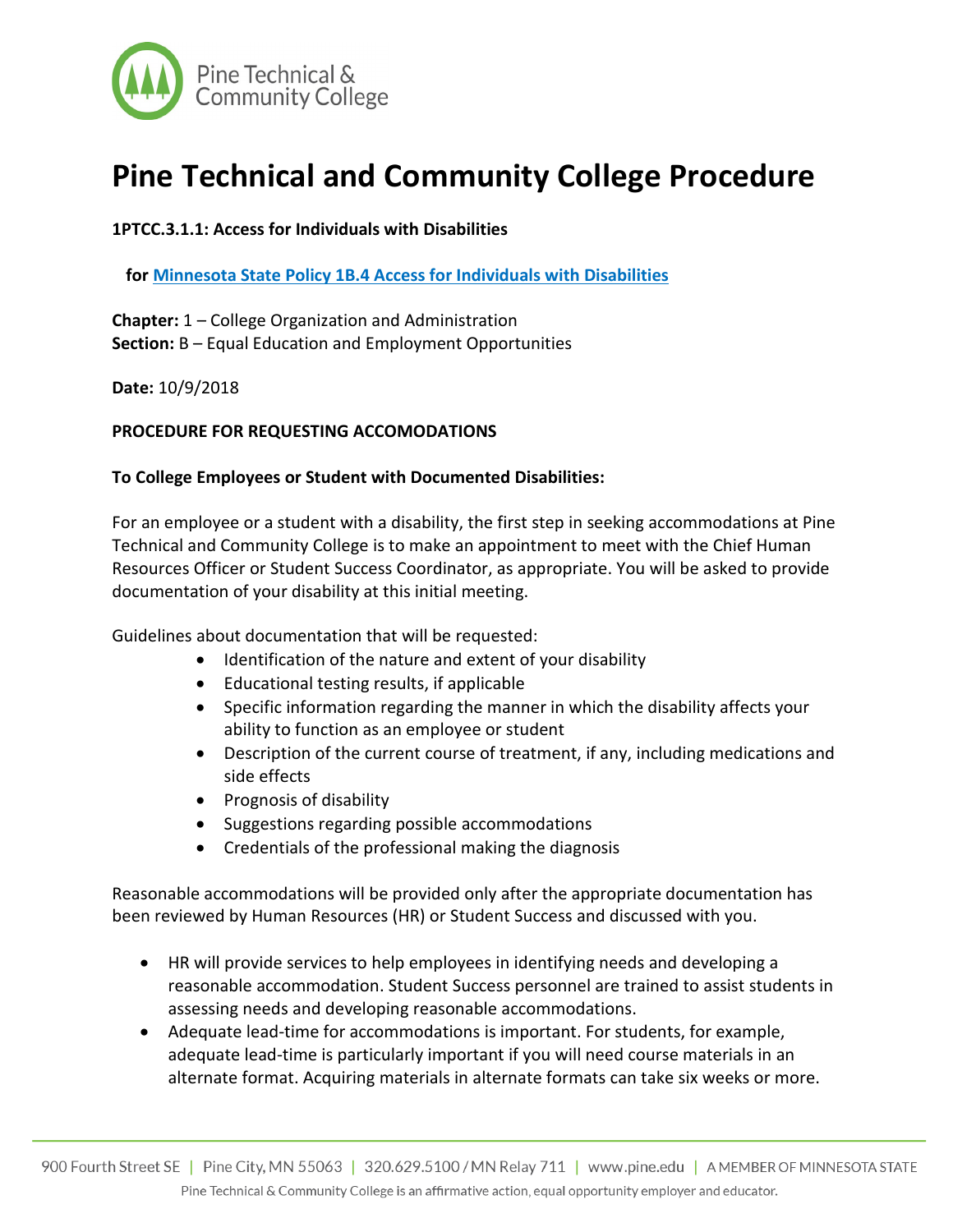# Pine Technical and Community College Procedure

**1PTCC.3.1.1: Access for Individuals with Disabilities**

**for [Minnesota State Policy 1B.4 Access for Individuals with Disabilities]**

**Chapter:** 1 – College Organization and Administration
**Section:** B – Equal Education and Employment Opportunities

**Date:** 10/9/2018

**PROCEDURE FOR REQUESTING ACCOMODATIONS**

**To College Employees or Student with Documented Disabilities:**

For an employee or a student with a disability, the first step in seeking accommodations at Pine Technical and Community College is to make an appointment to meet with the Chief Human Resources Officer or Student Success Coordinator, as appropriate. You will be asked to provide documentation of your disability at this initial meeting.

Guidelines about documentation that will be requested:

- Identification of the nature and extent of your disability
- Educational testing results, if applicable
- Specific information regarding the manner in which the disability affects your ability to function as an employee or student
- Description of the current course of treatment, if any, including medications and side effects
- Prognosis of disability
- Suggestions regarding possible accommodations
- Credentials of the professional making the diagnosis

Reasonable accommodations will be provided only after the appropriate documentation has been reviewed by Human Resources (HR) or Student Success and discussed with you.

- HR will provide services to help employees in identifying needs and developing a reasonable accommodation. Student Success personnel are trained to assist students in assessing needs and developing reasonable accommodations.
- Adequate lead-time for accommodations is important. For students, for example, adequate lead-time is particularly important if you will need course materials in an alternate format. Acquiring materials in alternate formats can take six weeks or more.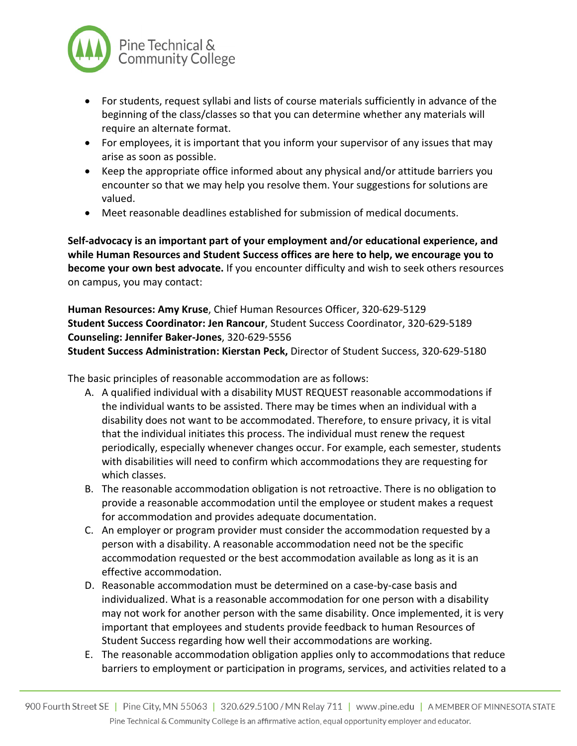- For students, request syllabi and lists of course materials sufficiently in advance of the beginning of the class/classes so that you can determine whether any materials will require an alternate format.
- For employees, it is important that you inform your supervisor of any issues that may arise as soon as possible.
- Keep the appropriate office informed about any physical and/or attitude barriers you encounter so that we may help you resolve them. Your suggestions for solutions are valued.
- Meet reasonable deadlines established for submission of medical documents.

**Self-advocacy is an important part of your employment and/or educational experience, and while Human Resources and Student Success offices are here to help, we encourage you to become your own best advocate.** If you encounter difficulty and wish to seek others resources on campus, you may contact:

**Human Resources: Amy Kruse**, Chief Human Resources Officer, 320-629-5129
**Student Success Coordinator: Jen Rancour**, Student Success Coordinator, 320-629-5189
**Counseling: Jennifer Baker-Jones**, 320-629-5556
**Student Success Administration: Kierstan Peck,** Director of Student Success, 320-629-5180

The basic principles of reasonable accommodation are as follows:

A. A qualified individual with a disability MUST REQUEST reasonable accommodations if the individual wants to be assisted. There may be times when an individual with a disability does not want to be accommodated. Therefore, to ensure privacy, it is vital that the individual initiates this process. The individual must renew the request periodically, especially whenever changes occur. For example, each semester, students with disabilities will need to confirm which accommodations they are requesting for which classes.
B. The reasonable accommodation obligation is not retroactive. There is no obligation to provide a reasonable accommodation until the employee or student makes a request for accommodation and provides adequate documentation.
C. An employer or program provider must consider the accommodation requested by a person with a disability. A reasonable accommodation need not be the specific accommodation requested or the best accommodation available as long as it is an effective accommodation.
D. Reasonable accommodation must be determined on a case-by-case basis and individualized. What is a reasonable accommodation for one person with a disability may not work for another person with the same disability. Once implemented, it is very important that employees and students provide feedback to human Resources of Student Success regarding how well their accommodations are working.
E. The reasonable accommodation obligation applies only to accommodations that reduce barriers to employment or participation in programs, services, and activities related to a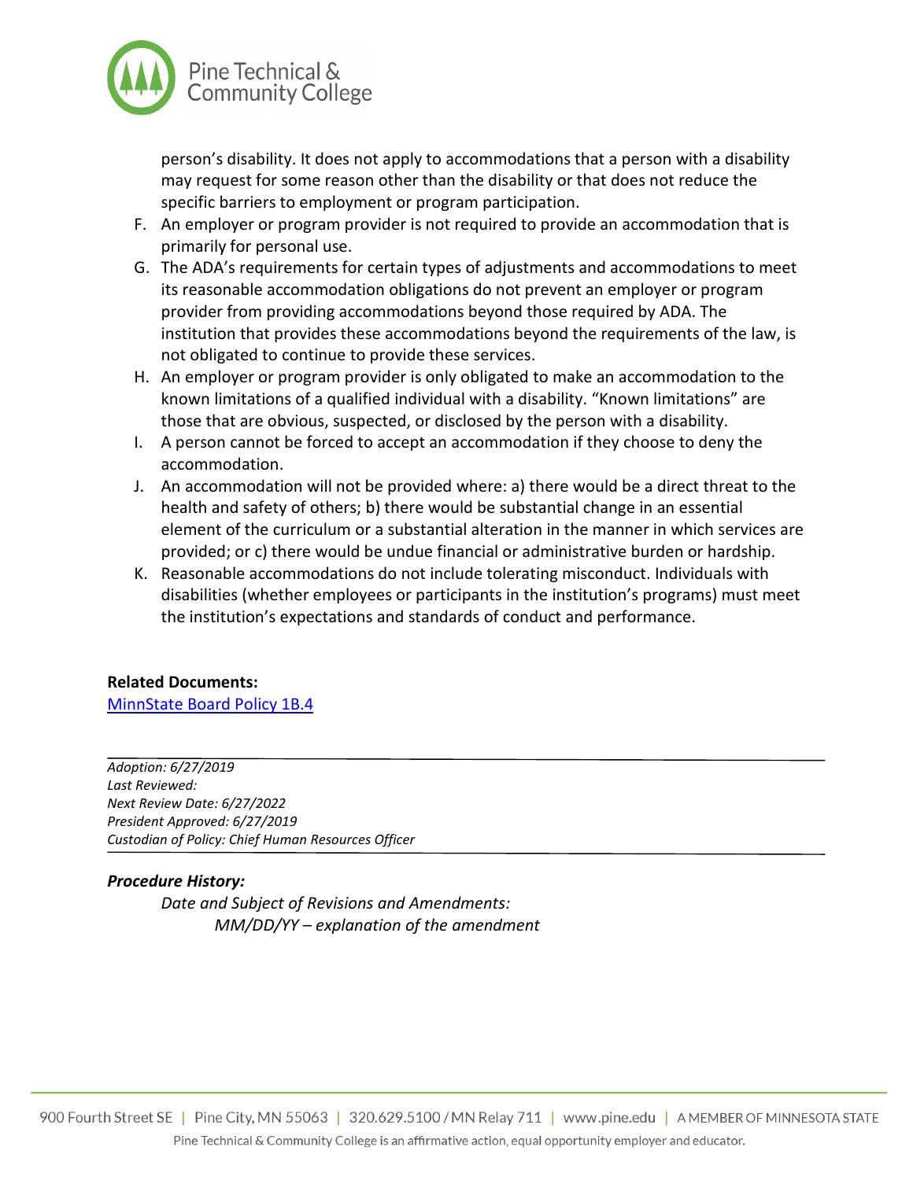person's disability. It does not apply to accommodations that a person with a disability may request for some reason other than the disability or that does not reduce the specific barriers to employment or program participation.

F. An employer or program provider is not required to provide an accommodation that is primarily for personal use.
G. The ADA's requirements for certain types of adjustments and accommodations to meet its reasonable accommodation obligations do not prevent an employer or program provider from providing accommodations beyond those required by ADA. The institution that provides these accommodations beyond the requirements of the law, is not obligated to continue to provide these services.
H. An employer or program provider is only obligated to make an accommodation to the known limitations of a qualified individual with a disability. "Known limitations" are those that are obvious, suspected, or disclosed by the person with a disability.
I. A person cannot be forced to accept an accommodation if they choose to deny the accommodation.
J. An accommodation will not be provided where: a) there would be a direct threat to the health and safety of others; b) there would be substantial change in an essential element of the curriculum or a substantial alteration in the manner in which services are provided; or c) there would be undue financial or administrative burden or hardship.
K. Reasonable accommodations do not include tolerating misconduct. Individuals with disabilities (whether employees or participants in the institution's programs) must meet the institution's expectations and standards of conduct and performance.

**Related Documents:**
[MinnState Board Policy 1B.4]

---

*Adoption: 6/27/2019*
*Last Reviewed:*
*Next Review Date: 6/27/2022*
*President Approved: 6/27/2019*
*Custodian of Policy: Chief Human Resources Officer*

---

***Procedure History:***

*Date and Subject of Revisions and Amendments:*

*MM/DD/YY – explanation of the amendment*